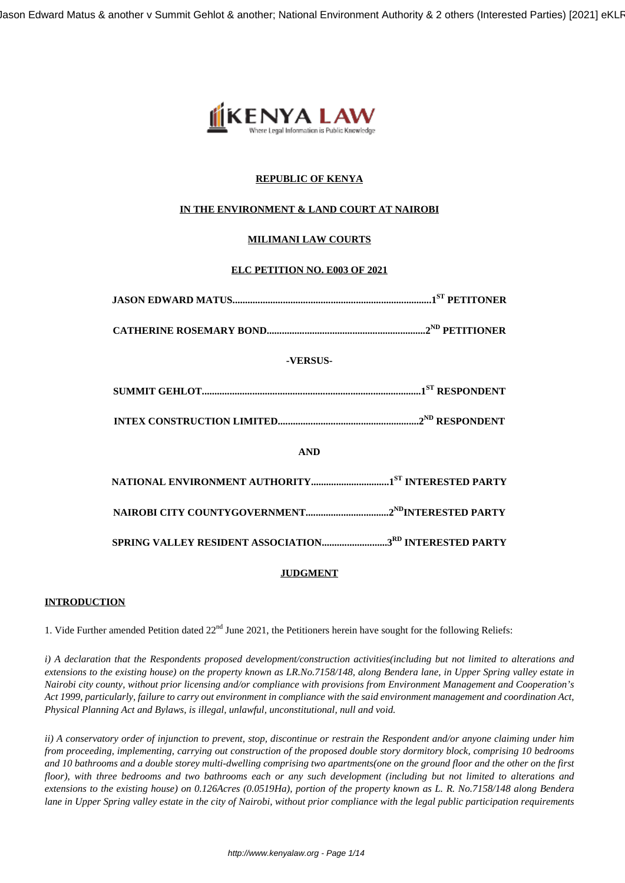**REPUBLIC OF KENYA**

**IN THE ENVIRONMENT & LAND COURT AT NAIROBI**

**MILIMANI LAW COURTS**

**ELC PETITION NO. E003 OF 2021**

**JASON EDWARD MATUS..............................................................................1ST PETITIONER**

**CATHERINE ROSEMARY BOND..............................................................2ND PETITIONER**

**-VERSUS-**

**SUMMIT GEHLOT......................................................................................1ST RESPONDENT**

**INTEX CONSTRUCTION LIMITED.......................................................2ND RESPONDENT**

**AND**

**NATIONAL ENVIRONMENT AUTHORITY...............................1ST INTERESTED PARTY**

**NAIROBI CITY COUNTYGOVERNMENT.................................2ND INTERESTED PARTY**

**SPRING VALLEY RESIDENT ASSOCIATION..........................3RD INTERESTED PARTY**

**JUDGMENT**

**INTRODUCTION**

1. Vide Further amended Petition dated 22nd June 2021, the Petitioners herein have sought for the following Reliefs:

*i) A declaration that the Respondents proposed development/construction activities(including but not limited to alterations and extensions to the existing house) on the property known as LR.No.7158/148, along Bendera lane, in Upper Spring valley estate in Nairobi city county, without prior licensing and/or compliance with provisions from Environment Management and Cooperation's Act 1999, particularly, failure to carry out environment in compliance with the said environment management and coordination Act, Physical Planning Act and Bylaws, is illegal, unlawful, unconstitutional, null and void.*

*ii) A conservatory order of injunction to prevent, stop, discontinue or restrain the Respondent and/or anyone claiming under him from proceeding, implementing, carrying out construction of the proposed double story dormitory block, comprising 10 bedrooms and 10 bathrooms and a double storey multi-dwelling comprising two apartments(one on the ground floor and the other on the first floor), with three bedrooms and two bathrooms each or any such development (including but not limited to alterations and extensions to the existing house) on 0.126Acres (0.0519Ha), portion of the property known as L. R. No.7158/148 along Bendera lane in Upper Spring valley estate in the city of Nairobi, without prior compliance with the legal public participation requirements*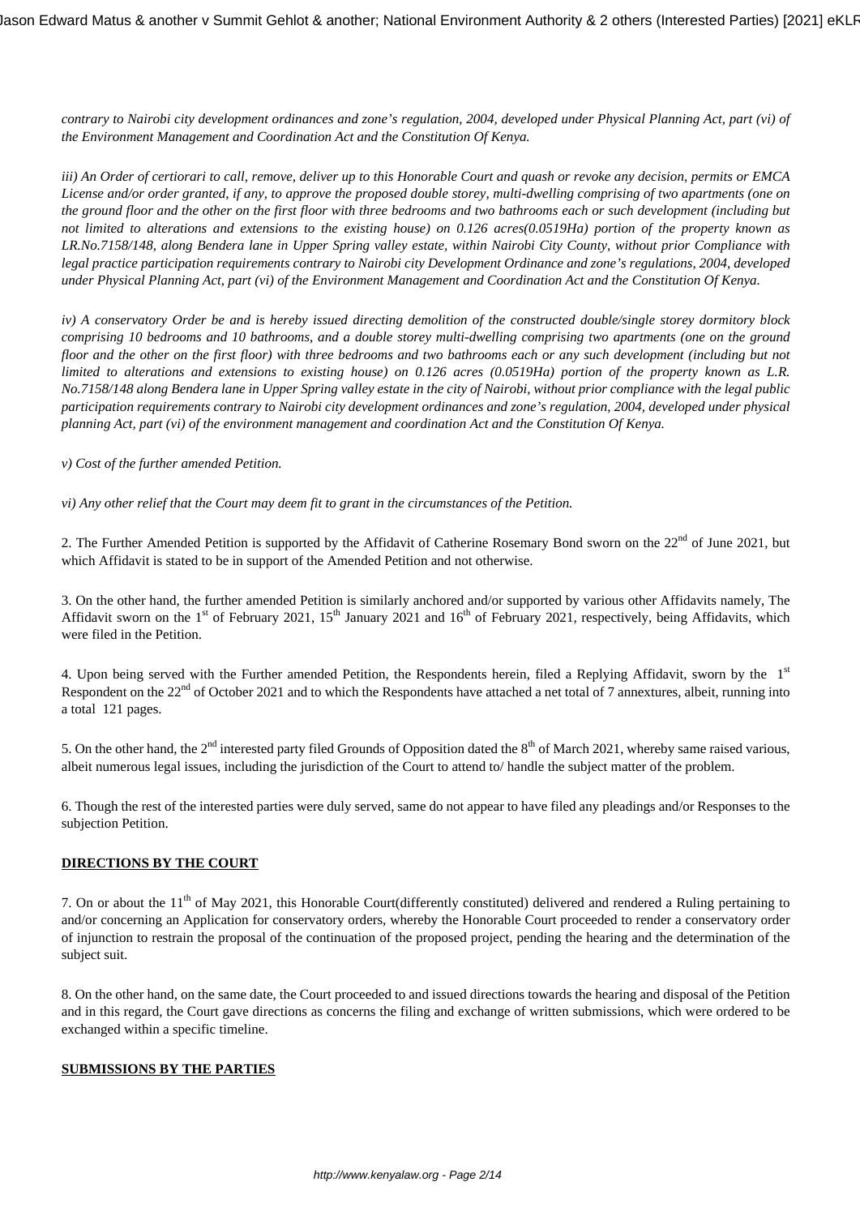*contrary to Nairobi city development ordinances and zone's regulation, 2004, developed under Physical Planning Act, part (vi) of the Environment Management and Coordination Act and the Constitution Of Kenya.*

*iii) An Order of certiorari to call, remove, deliver up to this Honorable Court and quash or revoke any decision, permits or EMCA License and/or order granted, if any, to approve the proposed double storey, multi-dwelling comprising of two apartments (one on the ground floor and the other on the first floor with three bedrooms and two bathrooms each or such development (including but not limited to alterations and extensions to the existing house) on 0.126 acres(0.0519Ha) portion of the property known as LR.No.7158/148, along Bendera lane in Upper Spring valley estate, within Nairobi City County, without prior Compliance with legal practice participation requirements contrary to Nairobi city Development Ordinance and zone's regulations, 2004, developed under Physical Planning Act, part (vi) of the Environment Management and Coordination Act and the Constitution Of Kenya.*

*iv) A conservatory Order be and is hereby issued directing demolition of the constructed double/single storey dormitory block comprising 10 bedrooms and 10 bathrooms, and a double storey multi-dwelling comprising two apartments (one on the ground floor and the other on the first floor) with three bedrooms and two bathrooms each or any such development (including but not limited to alterations and extensions to existing house) on 0.126 acres (0.0519Ha) portion of the property known as L.R. No.7158/148 along Bendera lane in Upper Spring valley estate in the city of Nairobi, without prior compliance with the legal public participation requirements contrary to Nairobi city development ordinances and zone's regulation, 2004, developed under physical planning Act, part (vi) of the environment management and coordination Act and the Constitution Of Kenya.*

*v) Cost of the further amended Petition.*

*vi) Any other relief that the Court may deem fit to grant in the circumstances of the Petition.*

2. The Further Amended Petition is supported by the Affidavit of Catherine Rosemary Bond sworn on the 22nd of June 2021, but which Affidavit is stated to be in support of the Amended Petition and not otherwise.

3. On the other hand, the further amended Petition is similarly anchored and/or supported by various other Affidavits namely, The Affidavit sworn on the 1st of February 2021, 15th January 2021 and 16th of February 2021, respectively, being Affidavits, which were filed in the Petition.

4. Upon being served with the Further amended Petition, the Respondents herein, filed a Replying Affidavit, sworn by the 1st Respondent on the 22nd of October 2021 and to which the Respondents have attached a net total of 7 annextures, albeit, running into a total 121 pages.

5. On the other hand, the 2nd interested party filed Grounds of Opposition dated the 8th of March 2021, whereby same raised various, albeit numerous legal issues, including the jurisdiction of the Court to attend to/ handle the subject matter of the problem.

6. Though the rest of the interested parties were duly served, same do not appear to have filed any pleadings and/or Responses to the subjection Petition.

**DIRECTIONS BY THE COURT**

7. On or about the 11th of May 2021, this Honorable Court(differently constituted) delivered and rendered a Ruling pertaining to and/or concerning an Application for conservatory orders, whereby the Honorable Court proceeded to render a conservatory order of injunction to restrain the proposal of the continuation of the proposed project, pending the hearing and the determination of the subject suit.

8. On the other hand, on the same date, the Court proceeded to and issued directions towards the hearing and disposal of the Petition and in this regard, the Court gave directions as concerns the filing and exchange of written submissions, which were ordered to be exchanged within a specific timeline.

**SUBMISSIONS BY THE PARTIES**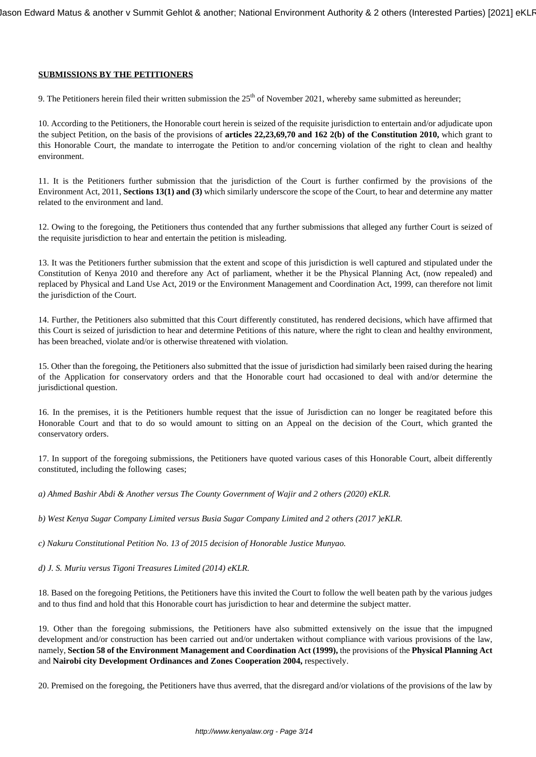**SUBMISSIONS BY THE PETITIONERS**

9. The Petitioners herein filed their written submission the 25th of November 2021, whereby same submitted as hereunder;

10. According to the Petitioners, the Honorable court herein is seized of the requisite jurisdiction to entertain and/or adjudicate upon the subject Petition, on the basis of the provisions of **articles 22,23,69,70 and 162 2(b) of the Constitution 2010,** which grant to this Honorable Court, the mandate to interrogate the Petition to and/or concerning violation of the right to clean and healthy environment.

11. It is the Petitioners further submission that the jurisdiction of the Court is further confirmed by the provisions of the Environment Act, 2011, **Sections 13(1) and (3)** which similarly underscore the scope of the Court, to hear and determine any matter related to the environment and land.

12. Owing to the foregoing, the Petitioners thus contended that any further submissions that alleged any further Court is seized of the requisite jurisdiction to hear and entertain the petition is misleading.

13. It was the Petitioners further submission that the extent and scope of this jurisdiction is well captured and stipulated under the Constitution of Kenya 2010 and therefore any Act of parliament, whether it be the Physical Planning Act, (now repealed) and replaced by Physical and Land Use Act, 2019 or the Environment Management and Coordination Act, 1999, can therefore not limit the jurisdiction of the Court.

14. Further, the Petitioners also submitted that this Court differently constituted, has rendered decisions, which have affirmed that this Court is seized of jurisdiction to hear and determine Petitions of this nature, where the right to clean and healthy environment, has been breached, violate and/or is otherwise threatened with violation.

15. Other than the foregoing, the Petitioners also submitted that the issue of jurisdiction had similarly been raised during the hearing of the Application for conservatory orders and that the Honorable court had occasioned to deal with and/or determine the jurisdictional question.

16. In the premises, it is the Petitioners humble request that the issue of Jurisdiction can no longer be reagitated before this Honorable Court and that to do so would amount to sitting on an Appeal on the decision of the Court, which granted the conservatory orders.

17. In support of the foregoing submissions, the Petitioners have quoted various cases of this Honorable Court, albeit differently constituted, including the following cases;

*a) Ahmed Bashir Abdi & Another versus The County Government of Wajir and 2 others (2020) eKLR.*

*b) West Kenya Sugar Company Limited versus Busia Sugar Company Limited and 2 others (2017 )eKLR.*

*c) Nakuru Constitutional Petition No. 13 of 2015 decision of Honorable Justice Munyao.*

*d) J. S. Muriu versus Tigoni Treasures Limited (2014) eKLR.*

18. Based on the foregoing Petitions, the Petitioners have this invited the Court to follow the well beaten path by the various judges and to thus find and hold that this Honorable court has jurisdiction to hear and determine the subject matter.

19. Other than the foregoing submissions, the Petitioners have also submitted extensively on the issue that the impugned development and/or construction has been carried out and/or undertaken without compliance with various provisions of the law, namely, **Section 58 of the Environment Management and Coordination Act (1999),** the provisions of the **Physical Planning Act** and **Nairobi city Development Ordinances and Zones Cooperation 2004,** respectively.

20. Premised on the foregoing, the Petitioners have thus averred, that the disregard and/or violations of the provisions of the law by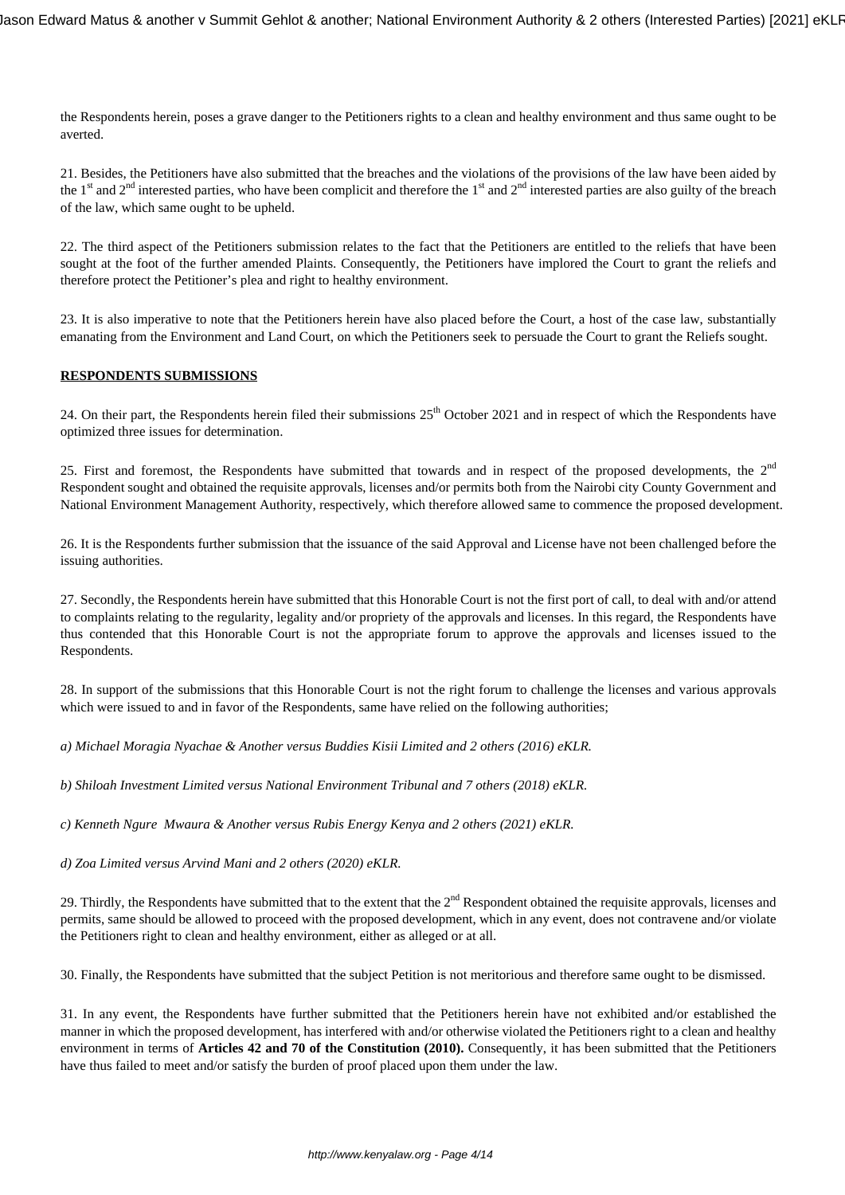the Respondents herein, poses a grave danger to the Petitioners rights to a clean and healthy environment and thus same ought to be averted.

21. Besides, the Petitioners have also submitted that the breaches and the violations of the provisions of the law have been aided by the 1st and 2nd interested parties, who have been complicit and therefore the 1st and 2nd interested parties are also guilty of the breach of the law, which same ought to be upheld.

22. The third aspect of the Petitioners submission relates to the fact that the Petitioners are entitled to the reliefs that have been sought at the foot of the further amended Plaints. Consequently, the Petitioners have implored the Court to grant the reliefs and therefore protect the Petitioner's plea and right to healthy environment.

23. It is also imperative to note that the Petitioners herein have also placed before the Court, a host of the case law, substantially emanating from the Environment and Land Court, on which the Petitioners seek to persuade the Court to grant the Reliefs sought.

**RESPONDENTS SUBMISSIONS**

24. On their part, the Respondents herein filed their submissions 25th October 2021 and in respect of which the Respondents have optimized three issues for determination.

25. First and foremost, the Respondents have submitted that towards and in respect of the proposed developments, the 2nd Respondent sought and obtained the requisite approvals, licenses and/or permits both from the Nairobi city County Government and National Environment Management Authority, respectively, which therefore allowed same to commence the proposed development.

26. It is the Respondents further submission that the issuance of the said Approval and License have not been challenged before the issuing authorities.

27. Secondly, the Respondents herein have submitted that this Honorable Court is not the first port of call, to deal with and/or attend to complaints relating to the regularity, legality and/or propriety of the approvals and licenses. In this regard, the Respondents have thus contended that this Honorable Court is not the appropriate forum to approve the approvals and licenses issued to the Respondents.

28. In support of the submissions that this Honorable Court is not the right forum to challenge the licenses and various approvals which were issued to and in favor of the Respondents, same have relied on the following authorities;

*a) Michael Moragia Nyachae & Another versus Buddies Kisii Limited and 2 others (2016) eKLR.*

*b) Shiloah Investment Limited versus National Environment Tribunal and 7 others (2018) eKLR.*

*c) Kenneth Ngure Mwaura & Another versus Rubis Energy Kenya and 2 others (2021) eKLR.*

*d) Zoa Limited versus Arvind Mani and 2 others (2020) eKLR.*

29. Thirdly, the Respondents have submitted that to the extent that the 2nd Respondent obtained the requisite approvals, licenses and permits, same should be allowed to proceed with the proposed development, which in any event, does not contravene and/or violate the Petitioners right to clean and healthy environment, either as alleged or at all.

30. Finally, the Respondents have submitted that the subject Petition is not meritorious and therefore same ought to be dismissed.

31. In any event, the Respondents have further submitted that the Petitioners herein have not exhibited and/or established the manner in which the proposed development, has interfered with and/or otherwise violated the Petitioners right to a clean and healthy environment in terms of **Articles 42 and 70 of the Constitution (2010).** Consequently, it has been submitted that the Petitioners have thus failed to meet and/or satisfy the burden of proof placed upon them under the law.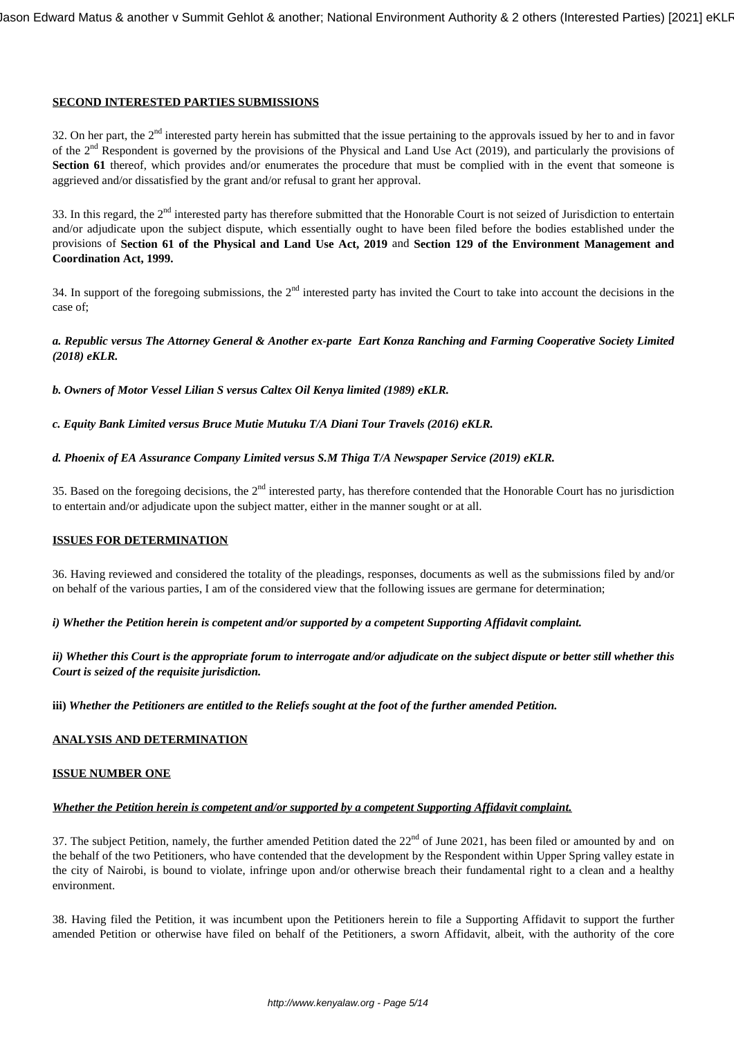**SECOND INTERESTED PARTIES SUBMISSIONS**

32. On her part, the 2nd interested party herein has submitted that the issue pertaining to the approvals issued by her to and in favor of the 2nd Respondent is governed by the provisions of the Physical and Land Use Act (2019), and particularly the provisions of **Section 61** thereof, which provides and/or enumerates the procedure that must be complied with in the event that someone is aggrieved and/or dissatisfied by the grant and/or refusal to grant her approval.

33. In this regard, the 2nd interested party has therefore submitted that the Honorable Court is not seized of Jurisdiction to entertain and/or adjudicate upon the subject dispute, which essentially ought to have been filed before the bodies established under the provisions of **Section 61 of the Physical and Land Use Act, 2019** and **Section 129 of the Environment Management and Coordination Act, 1999.**

34. In support of the foregoing submissions, the 2nd interested party has invited the Court to take into account the decisions in the case of;

***a. Republic versus The Attorney General & Another ex-parte Eart Konza Ranching and Farming Cooperative Society Limited (2018) eKLR.***

***b. Owners of Motor Vessel Lilian S versus Caltex Oil Kenya limited (1989) eKLR.***

***c. Equity Bank Limited versus Bruce Mutie Mutuku T/A Diani Tour Travels (2016) eKLR.***

***d. Phoenix of EA Assurance Company Limited versus S.M Thiga T/A Newspaper Service (2019) eKLR.***

35. Based on the foregoing decisions, the 2nd interested party, has therefore contended that the Honorable Court has no jurisdiction to entertain and/or adjudicate upon the subject matter, either in the manner sought or at all.

**ISSUES FOR DETERMINATION**

36. Having reviewed and considered the totality of the pleadings, responses, documents as well as the submissions filed by and/or on behalf of the various parties, I am of the considered view that the following issues are germane for determination;

***i) Whether the Petition herein is competent and/or supported by a competent Supporting Affidavit complaint.***

***ii) Whether this Court is the appropriate forum to interrogate and/or adjudicate on the subject dispute or better still whether this Court is seized of the requisite jurisdiction.***

**iii)** ***Whether the Petitioners are entitled to the Reliefs sought at the foot of the further amended Petition.***

**ANALYSIS AND DETERMINATION**

**ISSUE NUMBER ONE**

***Whether the Petition herein is competent and/or supported by a competent Supporting Affidavit complaint.***

37. The subject Petition, namely, the further amended Petition dated the 22nd of June 2021, has been filed or amounted by and on the behalf of the two Petitioners, who have contended that the development by the Respondent within Upper Spring valley estate in the city of Nairobi, is bound to violate, infringe upon and/or otherwise breach their fundamental right to a clean and a healthy environment.

38. Having filed the Petition, it was incumbent upon the Petitioners herein to file a Supporting Affidavit to support the further amended Petition or otherwise have filed on behalf of the Petitioners, a sworn Affidavit, albeit, with the authority of the core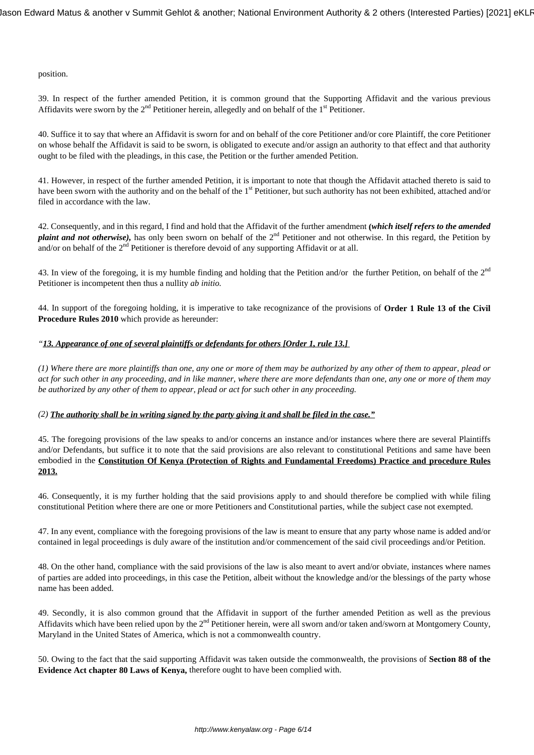position.

39. In respect of the further amended Petition, it is common ground that the Supporting Affidavit and the various previous Affidavits were sworn by the 2nd Petitioner herein, allegedly and on behalf of the 1st Petitioner.

40. Suffice it to say that where an Affidavit is sworn for and on behalf of the core Petitioner and/or core Plaintiff, the core Petitioner on whose behalf the Affidavit is said to be sworn, is obligated to execute and/or assign an authority to that effect and that authority ought to be filed with the pleadings, in this case, the Petition or the further amended Petition.

41. However, in respect of the further amended Petition, it is important to note that though the Affidavit attached thereto is said to have been sworn with the authority and on the behalf of the 1st Petitioner, but such authority has not been exhibited, attached and/or filed in accordance with the law.

42. Consequently, and in this regard, I find and hold that the Affidavit of the further amendment **(*which itself refers to the amended plaint and not otherwise)*,** has only been sworn on behalf of the 2nd Petitioner and not otherwise. In this regard, the Petition by and/or on behalf of the 2nd Petitioner is therefore devoid of any supporting Affidavit or at all.

43. In view of the foregoing, it is my humble finding and holding that the Petition and/or the further Petition, on behalf of the 2nd Petitioner is incompetent then thus a nullity *ab initio.*

44. In support of the foregoing holding, it is imperative to take recognizance of the provisions of **Order 1 Rule 13 of the Civil Procedure Rules 2010** which provide as hereunder:

*"<u>**13. Appearance of one of several plaintiffs or defendants for others [Order 1, rule 13.]**</u>*

*(1) Where there are more plaintiffs than one, any one or more of them may be authorized by any other of them to appear, plead or act for such other in any proceeding, and in like manner, where there are more defendants than one, any one or more of them may be authorized by any other of them to appear, plead or act for such other in any proceeding.*

*(2) <u>**The authority shall be in writing signed by the party giving it and shall be filed in the case."**</u>*

45. The foregoing provisions of the law speaks to and/or concerns an instance and/or instances where there are several Plaintiffs and/or Defendants, but suffice it to note that the said provisions are also relevant to constitutional Petitions and same have been embodied in the <u>**Constitution Of Kenya (Protection of Rights and Fundamental Freedoms) Practice and procedure Rules 2013.**</u>

46. Consequently, it is my further holding that the said provisions apply to and should therefore be complied with while filing constitutional Petition where there are one or more Petitioners and Constitutional parties, while the subject case not exempted.

47. In any event, compliance with the foregoing provisions of the law is meant to ensure that any party whose name is added and/or contained in legal proceedings is duly aware of the institution and/or commencement of the said civil proceedings and/or Petition.

48. On the other hand, compliance with the said provisions of the law is also meant to avert and/or obviate, instances where names of parties are added into proceedings, in this case the Petition, albeit without the knowledge and/or the blessings of the party whose name has been added.

49. Secondly, it is also common ground that the Affidavit in support of the further amended Petition as well as the previous Affidavits which have been relied upon by the 2nd Petitioner herein, were all sworn and/or taken and/sworn at Montgomery County, Maryland in the United States of America, which is not a commonwealth country.

50. Owing to the fact that the said supporting Affidavit was taken outside the commonwealth, the provisions of **Section 88 of the Evidence Act chapter 80 Laws of Kenya,** therefore ought to have been complied with.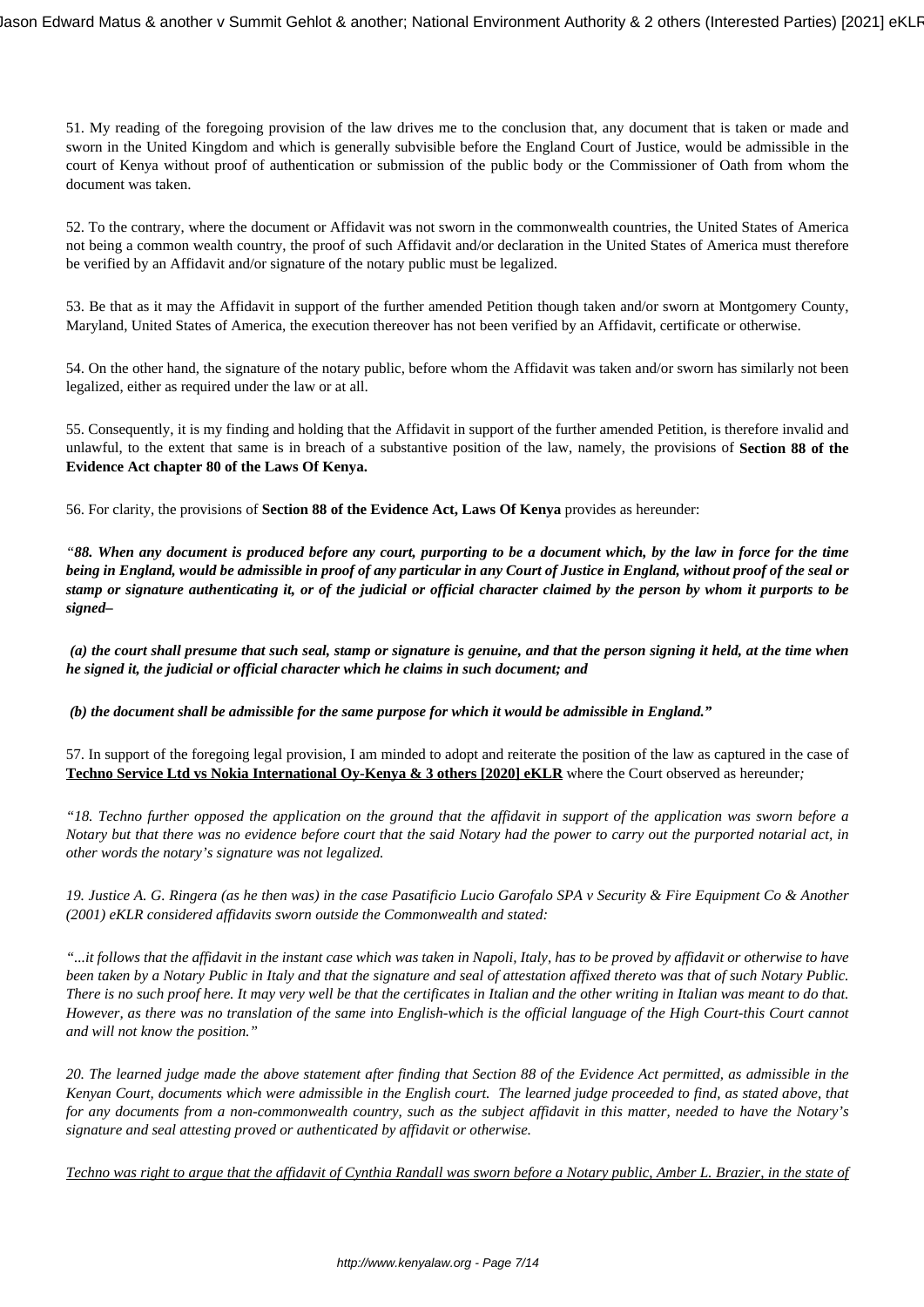51. My reading of the foregoing provision of the law drives me to the conclusion that, any document that is taken or made and sworn in the United Kingdom and which is generally subvisible before the England Court of Justice, would be admissible in the court of Kenya without proof of authentication or submission of the public body or the Commissioner of Oath from whom the document was taken.

52. To the contrary, where the document or Affidavit was not sworn in the commonwealth countries, the United States of America not being a common wealth country, the proof of such Affidavit and/or declaration in the United States of America must therefore be verified by an Affidavit and/or signature of the notary public must be legalized.

53. Be that as it may the Affidavit in support of the further amended Petition though taken and/or sworn at Montgomery County, Maryland, United States of America, the execution thereover has not been verified by an Affidavit, certificate or otherwise.

54. On the other hand, the signature of the notary public, before whom the Affidavit was taken and/or sworn has similarly not been legalized, either as required under the law or at all.

55. Consequently, it is my finding and holding that the Affidavit in support of the further amended Petition, is therefore invalid and unlawful, to the extent that same is in breach of a substantive position of the law, namely, the provisions of **Section 88 of the Evidence Act chapter 80 of the Laws Of Kenya.**

56. For clarity, the provisions of **Section 88 of the Evidence Act, Laws Of Kenya** provides as hereunder:

*"**88. When any document is produced before any court, purporting to be a document which, by the law in force for the time being in England, would be admissible in proof of any particular in any Court of Justice in England, without proof of the seal or stamp or signature authenticating it, or of the judicial or official character claimed by the person by whom it purports to be signed–***

***(a) the court shall presume that such seal, stamp or signature is genuine, and that the person signing it held, at the time when he signed it, the judicial or official character which he claims in such document; and***

***(b) the document shall be admissible for the same purpose for which it would be admissible in England."***

57. In support of the foregoing legal provision, I am minded to adopt and reiterate the position of the law as captured in the case of **Techno Service Ltd vs Nokia International Oy-Kenya & 3 others [2020] eKLR** where the Court observed as hereunder*;*

*"18. Techno further opposed the application on the ground that the affidavit in support of the application was sworn before a Notary but that there was no evidence before court that the said Notary had the power to carry out the purported notarial act, in other words the notary's signature was not legalized.*

*19. Justice A. G. Ringera (as he then was) in the case Pasatificio Lucio Garofalo SPA v Security & Fire Equipment Co & Another (2001) eKLR considered affidavits sworn outside the Commonwealth and stated:*

*"...it follows that the affidavit in the instant case which was taken in Napoli, Italy, has to be proved by affidavit or otherwise to have been taken by a Notary Public in Italy and that the signature and seal of attestation affixed thereto was that of such Notary Public. There is no such proof here. It may very well be that the certificates in Italian and the other writing in Italian was meant to do that. However, as there was no translation of the same into English-which is the official language of the High Court-this Court cannot and will not know the position."*

*20. The learned judge made the above statement after finding that Section 88 of the Evidence Act permitted, as admissible in the Kenyan Court, documents which were admissible in the English court. The learned judge proceeded to find, as stated above, that for any documents from a non-commonwealth country, such as the subject affidavit in this matter, needed to have the Notary's signature and seal attesting proved or authenticated by affidavit or otherwise.*

*Techno was right to argue that the affidavit of Cynthia Randall was sworn before a Notary public, Amber L. Brazier, in the state of*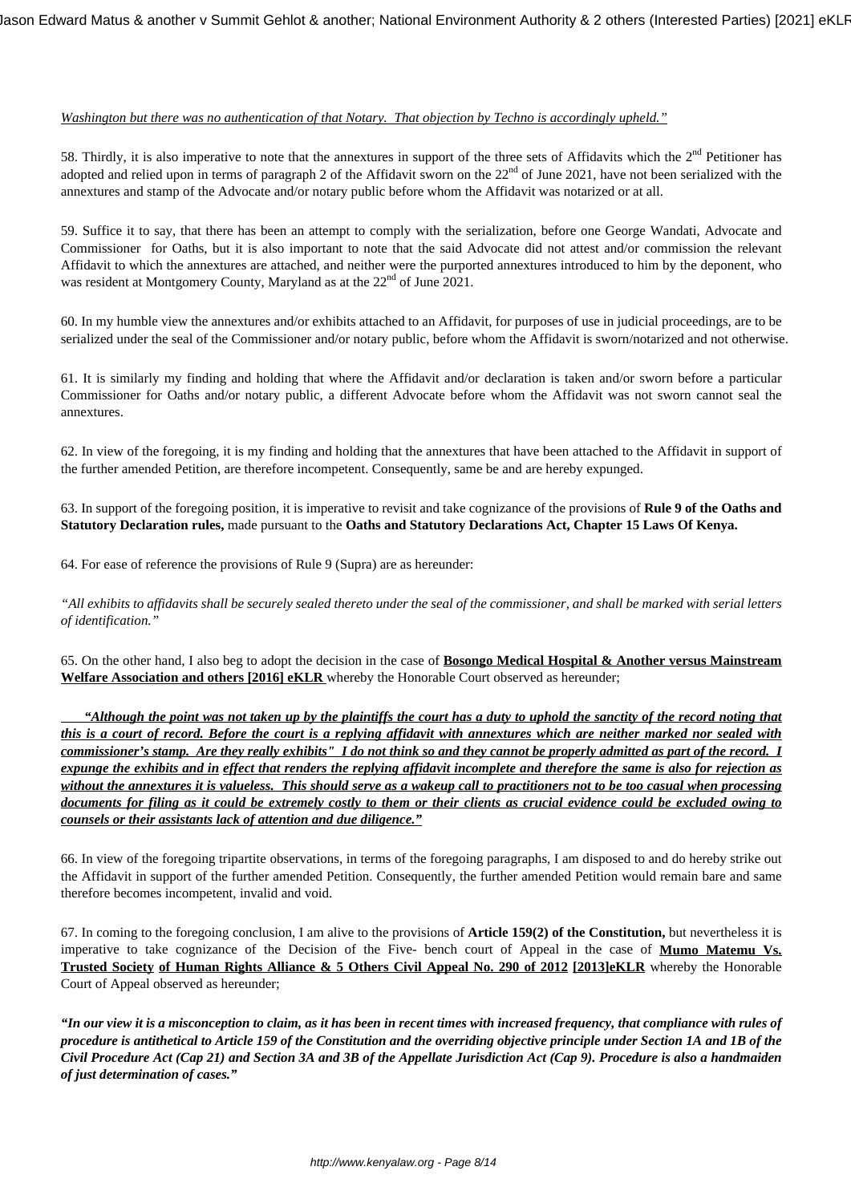*Washington but there was no authentication of that Notary. That objection by Techno is accordingly upheld."*

58. Thirdly, it is also imperative to note that the annextures in support of the three sets of Affidavits which the 2nd Petitioner has adopted and relied upon in terms of paragraph 2 of the Affidavit sworn on the 22nd of June 2021, have not been serialized with the annextures and stamp of the Advocate and/or notary public before whom the Affidavit was notarized or at all.

59. Suffice it to say, that there has been an attempt to comply with the serialization, before one George Wandati, Advocate and Commissioner for Oaths, but it is also important to note that the said Advocate did not attest and/or commission the relevant Affidavit to which the annextures are attached, and neither were the purported annextures introduced to him by the deponent, who was resident at Montgomery County, Maryland as at the 22nd of June 2021.

60. In my humble view the annextures and/or exhibits attached to an Affidavit, for purposes of use in judicial proceedings, are to be serialized under the seal of the Commissioner and/or notary public, before whom the Affidavit is sworn/notarized and not otherwise.

61. It is similarly my finding and holding that where the Affidavit and/or declaration is taken and/or sworn before a particular Commissioner for Oaths and/or notary public, a different Advocate before whom the Affidavit was not sworn cannot seal the annextures.

62. In view of the foregoing, it is my finding and holding that the annextures that have been attached to the Affidavit in support of the further amended Petition, are therefore incompetent. Consequently, same be and are hereby expunged.

63. In support of the foregoing position, it is imperative to revisit and take cognizance of the provisions of **Rule 9 of the Oaths and Statutory Declaration rules,** made pursuant to the **Oaths and Statutory Declarations Act, Chapter 15 Laws Of Kenya.**

64. For ease of reference the provisions of Rule 9 (Supra) are as hereunder:

*"All exhibits to affidavits shall be securely sealed thereto under the seal of the commissioner, and shall be marked with serial letters of identification."*

65. On the other hand, I also beg to adopt the decision in the case of **Bosongo Medical Hospital & Another versus Mainstream Welfare Association and others [2016] eKLR** whereby the Honorable Court observed as hereunder;

***"Although the point was not taken up by the plaintiffs the court has a duty to uphold the sanctity of the record noting that this is a court of record. Before the court is a replying affidavit with annextures which are neither marked nor sealed with commissioner's stamp. Are they really exhibits" I do not think so and they cannot be properly admitted as part of the record. I expunge the exhibits and in effect that renders the replying affidavit incomplete and therefore the same is also for rejection as without the annextures it is valueless. This should serve as a wakeup call to practitioners not to be too casual when processing documents for filing as it could be extremely costly to them or their clients as crucial evidence could be excluded owing to counsels or their assistants lack of attention and due diligence."***

66. In view of the foregoing tripartite observations, in terms of the foregoing paragraphs, I am disposed to and do hereby strike out the Affidavit in support of the further amended Petition. Consequently, the further amended Petition would remain bare and same therefore becomes incompetent, invalid and void.

67. In coming to the foregoing conclusion, I am alive to the provisions of **Article 159(2) of the Constitution,** but nevertheless it is imperative to take cognizance of the Decision of the Five- bench court of Appeal in the case of **Mumo Matemu Vs. Trusted Society of Human Rights Alliance & 5 Others Civil Appeal No. 290 of 2012 [2013]eKLR** whereby the Honorable Court of Appeal observed as hereunder;

***"In our view it is a misconception to claim, as it has been in recent times with increased frequency, that compliance with rules of procedure is antithetical to Article 159 of the Constitution and the overriding objective principle under Section 1A and 1B of the Civil Procedure Act (Cap 21) and Section 3A and 3B of the Appellate Jurisdiction Act (Cap 9). Procedure is also a handmaiden of just determination of cases."***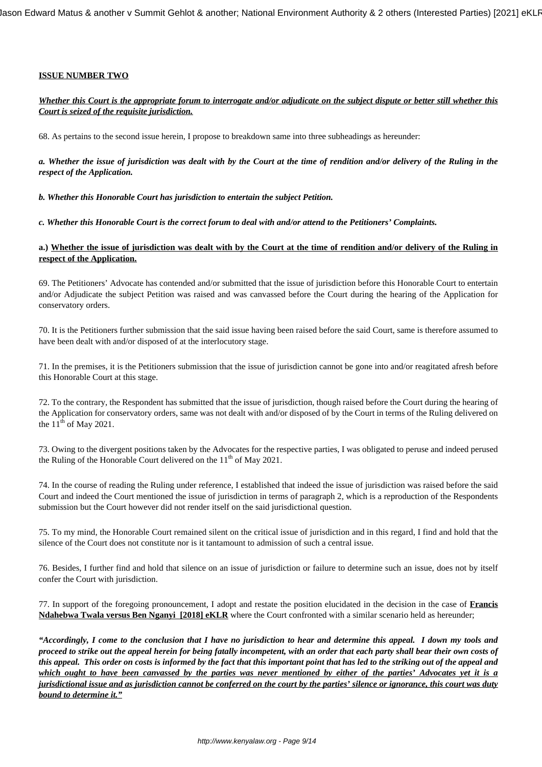**ISSUE NUMBER TWO**

***Whether this Court is the appropriate forum to interrogate and/or adjudicate on the subject dispute or better still whether this Court is seized of the requisite jurisdiction.***

68. As pertains to the second issue herein, I propose to breakdown same into three subheadings as hereunder:

***a. Whether the issue of jurisdiction was dealt with by the Court at the time of rendition and/or delivery of the Ruling in the respect of the Application.***

***b. Whether this Honorable Court has jurisdiction to entertain the subject Petition.***

***c. Whether this Honorable Court is the correct forum to deal with and/or attend to the Petitioners' Complaints.***

**a.) Whether the issue of jurisdiction was dealt with by the Court at the time of rendition and/or delivery of the Ruling in respect of the Application.**

69. The Petitioners' Advocate has contended and/or submitted that the issue of jurisdiction before this Honorable Court to entertain and/or Adjudicate the subject Petition was raised and was canvassed before the Court during the hearing of the Application for conservatory orders.

70. It is the Petitioners further submission that the said issue having been raised before the said Court, same is therefore assumed to have been dealt with and/or disposed of at the interlocutory stage.

71. In the premises, it is the Petitioners submission that the issue of jurisdiction cannot be gone into and/or reagitated afresh before this Honorable Court at this stage.

72. To the contrary, the Respondent has submitted that the issue of jurisdiction, though raised before the Court during the hearing of the Application for conservatory orders, same was not dealt with and/or disposed of by the Court in terms of the Ruling delivered on the 11th of May 2021.

73. Owing to the divergent positions taken by the Advocates for the respective parties, I was obligated to peruse and indeed perused the Ruling of the Honorable Court delivered on the 11th of May 2021.

74. In the course of reading the Ruling under reference, I established that indeed the issue of jurisdiction was raised before the said Court and indeed the Court mentioned the issue of jurisdiction in terms of paragraph 2, which is a reproduction of the Respondents submission but the Court however did not render itself on the said jurisdictional question.

75. To my mind, the Honorable Court remained silent on the critical issue of jurisdiction and in this regard, I find and hold that the silence of the Court does not constitute nor is it tantamount to admission of such a central issue.

76. Besides, I further find and hold that silence on an issue of jurisdiction or failure to determine such an issue, does not by itself confer the Court with jurisdiction.

77. In support of the foregoing pronouncement, I adopt and restate the position elucidated in the decision in the case of **Francis Ndahebwa Twala versus Ben Nganyi [2018] eKLR** where the Court confronted with a similar scenario held as hereunder;

***"Accordingly, I come to the conclusion that I have no jurisdiction to hear and determine this appeal. I down my tools and proceed to strike out the appeal herein for being fatally incompetent, with an order that each party shall bear their own costs of this appeal. This order on costs is informed by the fact that this important point that has led to the striking out of the appeal and which ought to have been canvassed by the parties was never mentioned by either of the parties' Advocates yet it is a jurisdictional issue and as jurisdiction cannot be conferred on the court by the parties' silence or ignorance, this court was duty bound to determine it."***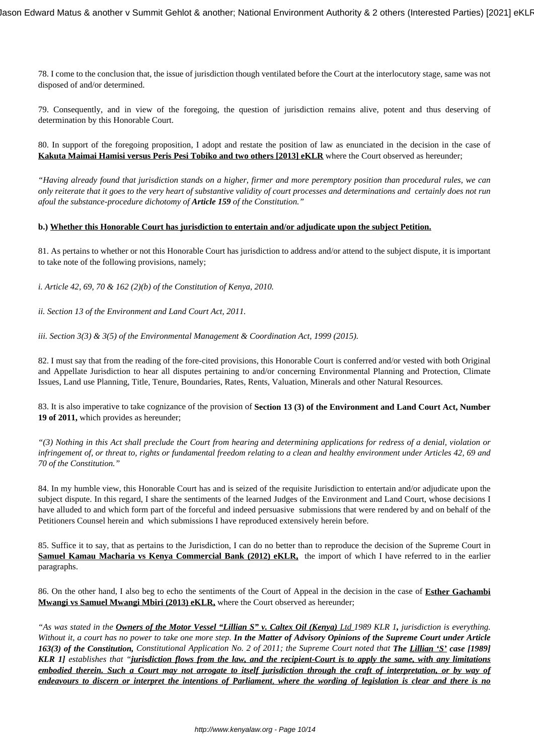78. I come to the conclusion that, the issue of jurisdiction though ventilated before the Court at the interlocutory stage, same was not disposed of and/or determined.

79. Consequently, and in view of the foregoing, the question of jurisdiction remains alive, potent and thus deserving of determination by this Honorable Court.

80. In support of the foregoing proposition, I adopt and restate the position of law as enunciated in the decision in the case of **Kakuta Maimai Hamisi versus Peris Pesi Tobiko and two others [2013] eKLR** where the Court observed as hereunder;

*"Having already found that jurisdiction stands on a higher, firmer and more peremptory position than procedural rules, we can only reiterate that it goes to the very heart of substantive validity of court processes and determinations and certainly does not run afoul the substance-procedure dichotomy of **Article 159** of the Constitution."*

**b.) Whether this Honorable Court has jurisdiction to entertain and/or adjudicate upon the subject Petition.**

81. As pertains to whether or not this Honorable Court has jurisdiction to address and/or attend to the subject dispute, it is important to take note of the following provisions, namely;

*i. Article 42, 69, 70 & 162 (2)(b) of the Constitution of Kenya, 2010.*

*ii. Section 13 of the Environment and Land Court Act, 2011.*

*iii. Section 3(3) & 3(5) of the Environmental Management & Coordination Act, 1999 (2015).*

82. I must say that from the reading of the fore-cited provisions, this Honorable Court is conferred and/or vested with both Original and Appellate Jurisdiction to hear all disputes pertaining to and/or concerning Environmental Planning and Protection, Climate Issues, Land use Planning, Title, Tenure, Boundaries, Rates, Rents, Valuation, Minerals and other Natural Resources.

83. It is also imperative to take cognizance of the provision of **Section 13 (3) of the Environment and Land Court Act, Number 19 of 2011,** which provides as hereunder;

*"(3) Nothing in this Act shall preclude the Court from hearing and determining applications for redress of a denial, violation or infringement of, or threat to, rights or fundamental freedom relating to a clean and healthy environment under Articles 42, 69 and 70 of the Constitution."*

84. In my humble view, this Honorable Court has and is seized of the requisite Jurisdiction to entertain and/or adjudicate upon the subject dispute. In this regard, I share the sentiments of the learned Judges of the Environment and Land Court, whose decisions I have alluded to and which form part of the forceful and indeed persuasive submissions that were rendered by and on behalf of the Petitioners Counsel herein and which submissions I have reproduced extensively herein before.

85. Suffice it to say, that as pertains to the Jurisdiction, I can do no better than to reproduce the decision of the Supreme Court in **Samuel Kamau Macharia vs Kenya Commercial Bank (2012) eKLR,** the import of which I have referred to in the earlier paragraphs.

86. On the other hand, I also beg to echo the sentiments of the Court of Appeal in the decision in the case of **Esther Gachambi Mwangi vs Samuel Mwangi Mbiri (2013) eKLR,** where the Court observed as hereunder;

*"As was stated in the **Owners of the Motor Vessel "Lillian S" v. Caltex Oil (Kenya) Ltd** 1989 KLR 1**,** jurisdiction is everything. Without it, a court has no power to take one more step. **In the Matter of Advisory Opinions of the Supreme Court under Article 163(3) of the Constitution,** Constitutional Application No. 2 of 2011; the Supreme Court noted that **The Lillian 'S' case [1989] KLR 1]** establishes that "**jurisdiction flows from the law, and the recipient-Court is to apply the same, with any limitations embodied therein. Such a Court may not arrogate to itself jurisdiction through the craft of interpretation, or by way of endeavours to discern or interpret the intentions of Parliament, where the wording of legislation is clear and there is no***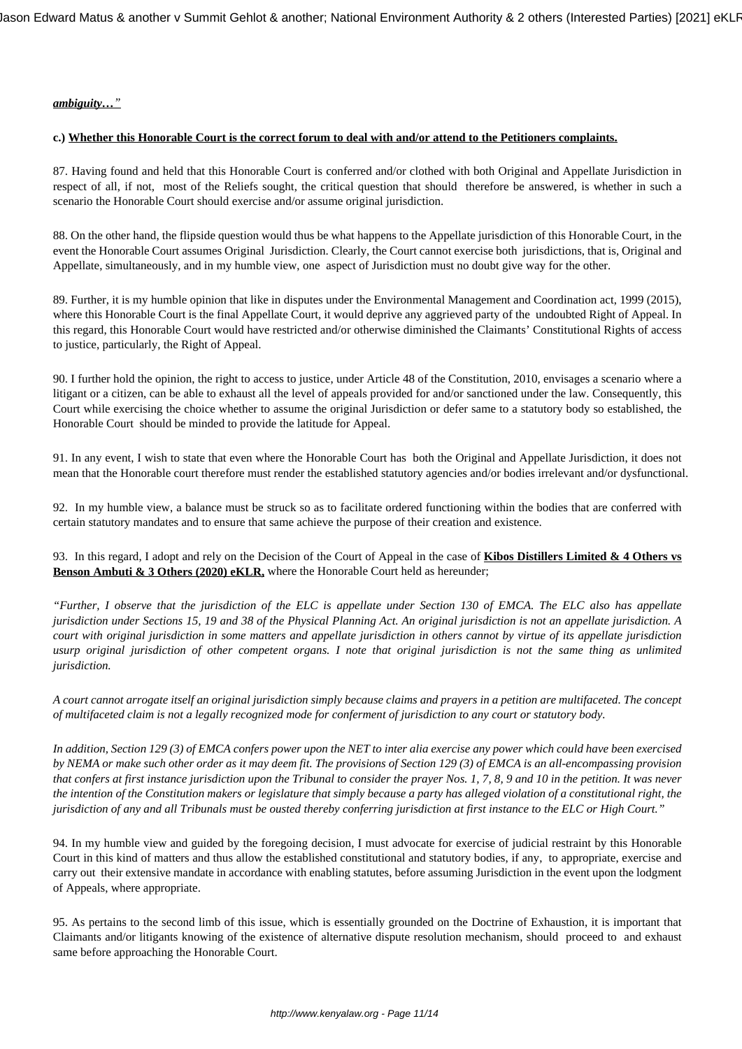***ambiguity…"***

**c.) Whether this Honorable Court is the correct forum to deal with and/or attend to the Petitioners complaints.**

87. Having found and held that this Honorable Court is conferred and/or clothed with both Original and Appellate Jurisdiction in respect of all, if not, most of the Reliefs sought, the critical question that should therefore be answered, is whether in such a scenario the Honorable Court should exercise and/or assume original jurisdiction.

88. On the other hand, the flipside question would thus be what happens to the Appellate jurisdiction of this Honorable Court, in the event the Honorable Court assumes Original Jurisdiction. Clearly, the Court cannot exercise both jurisdictions, that is, Original and Appellate, simultaneously, and in my humble view, one aspect of Jurisdiction must no doubt give way for the other.

89. Further, it is my humble opinion that like in disputes under the Environmental Management and Coordination act, 1999 (2015), where this Honorable Court is the final Appellate Court, it would deprive any aggrieved party of the undoubted Right of Appeal. In this regard, this Honorable Court would have restricted and/or otherwise diminished the Claimants' Constitutional Rights of access to justice, particularly, the Right of Appeal.

90. I further hold the opinion, the right to access to justice, under Article 48 of the Constitution, 2010, envisages a scenario where a litigant or a citizen, can be able to exhaust all the level of appeals provided for and/or sanctioned under the law. Consequently, this Court while exercising the choice whether to assume the original Jurisdiction or defer same to a statutory body so established, the Honorable Court should be minded to provide the latitude for Appeal.

91. In any event, I wish to state that even where the Honorable Court has both the Original and Appellate Jurisdiction, it does not mean that the Honorable court therefore must render the established statutory agencies and/or bodies irrelevant and/or dysfunctional.

92. In my humble view, a balance must be struck so as to facilitate ordered functioning within the bodies that are conferred with certain statutory mandates and to ensure that same achieve the purpose of their creation and existence.

93. In this regard, I adopt and rely on the Decision of the Court of Appeal in the case of **Kibos Distillers Limited & 4 Others vs Benson Ambuti & 3 Others (2020) eKLR,** where the Honorable Court held as hereunder;

*"Further, I observe that the jurisdiction of the ELC is appellate under Section 130 of EMCA. The ELC also has appellate jurisdiction under Sections 15, 19 and 38 of the Physical Planning Act. An original jurisdiction is not an appellate jurisdiction. A court with original jurisdiction in some matters and appellate jurisdiction in others cannot by virtue of its appellate jurisdiction usurp original jurisdiction of other competent organs. I note that original jurisdiction is not the same thing as unlimited jurisdiction.*

*A court cannot arrogate itself an original jurisdiction simply because claims and prayers in a petition are multifaceted. The concept of multifaceted claim is not a legally recognized mode for conferment of jurisdiction to any court or statutory body.*

*In addition, Section 129 (3) of EMCA confers power upon the NET to inter alia exercise any power which could have been exercised by NEMA or make such other order as it may deem fit. The provisions of Section 129 (3) of EMCA is an all-encompassing provision that confers at first instance jurisdiction upon the Tribunal to consider the prayer Nos. 1, 7, 8, 9 and 10 in the petition. It was never the intention of the Constitution makers or legislature that simply because a party has alleged violation of a constitutional right, the jurisdiction of any and all Tribunals must be ousted thereby conferring jurisdiction at first instance to the ELC or High Court."*

94. In my humble view and guided by the foregoing decision, I must advocate for exercise of judicial restraint by this Honorable Court in this kind of matters and thus allow the established constitutional and statutory bodies, if any, to appropriate, exercise and carry out their extensive mandate in accordance with enabling statutes, before assuming Jurisdiction in the event upon the lodgment of Appeals, where appropriate.

95. As pertains to the second limb of this issue, which is essentially grounded on the Doctrine of Exhaustion, it is important that Claimants and/or litigants knowing of the existence of alternative dispute resolution mechanism, should proceed to and exhaust same before approaching the Honorable Court.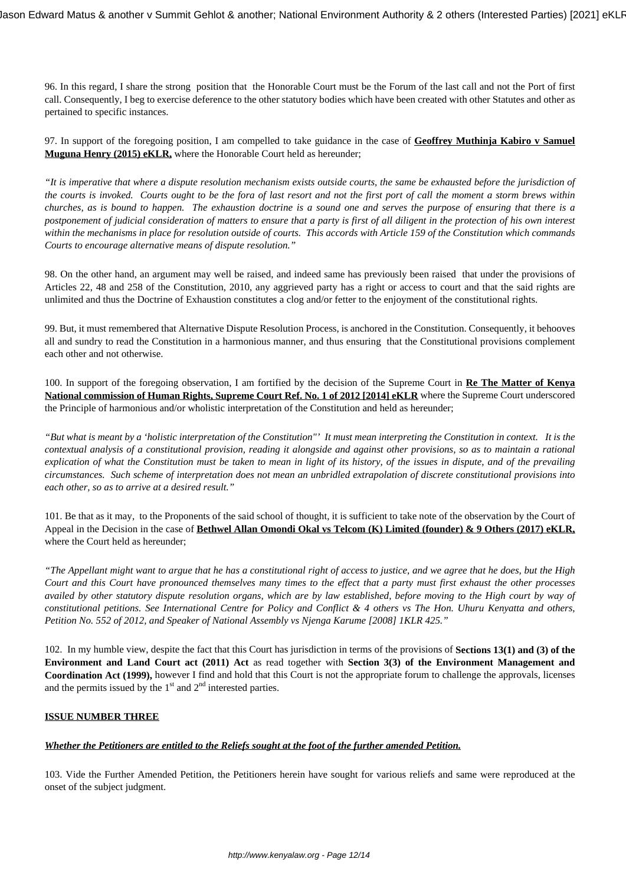96. In this regard, I share the strong position that the Honorable Court must be the Forum of the last call and not the Port of first call. Consequently, I beg to exercise deference to the other statutory bodies which have been created with other Statutes and other as pertained to specific instances.

97. In support of the foregoing position, I am compelled to take guidance in the case of **Geoffrey Muthinja Kabiro v Samuel Muguna Henry (2015) eKLR,** where the Honorable Court held as hereunder;

*"It is imperative that where a dispute resolution mechanism exists outside courts, the same be exhausted before the jurisdiction of the courts is invoked. Courts ought to be the fora of last resort and not the first port of call the moment a storm brews within churches, as is bound to happen. The exhaustion doctrine is a sound one and serves the purpose of ensuring that there is a postponement of judicial consideration of matters to ensure that a party is first of all diligent in the protection of his own interest within the mechanisms in place for resolution outside of courts. This accords with Article 159 of the Constitution which commands Courts to encourage alternative means of dispute resolution."*

98. On the other hand, an argument may well be raised, and indeed same has previously been raised that under the provisions of Articles 22, 48 and 258 of the Constitution, 2010, any aggrieved party has a right or access to court and that the said rights are unlimited and thus the Doctrine of Exhaustion constitutes a clog and/or fetter to the enjoyment of the constitutional rights.

99. But, it must remembered that Alternative Dispute Resolution Process, is anchored in the Constitution. Consequently, it behooves all and sundry to read the Constitution in a harmonious manner, and thus ensuring that the Constitutional provisions complement each other and not otherwise.

100. In support of the foregoing observation, I am fortified by the decision of the Supreme Court in **Re The Matter of Kenya National commission of Human Rights, Supreme Court Ref. No. 1 of 2012 [2014] eKLR** where the Supreme Court underscored the Principle of harmonious and/or wholistic interpretation of the Constitution and held as hereunder;

*"But what is meant by a 'holistic interpretation of the Constitution"' It must mean interpreting the Constitution in context. It is the contextual analysis of a constitutional provision, reading it alongside and against other provisions, so as to maintain a rational explication of what the Constitution must be taken to mean in light of its history, of the issues in dispute, and of the prevailing circumstances. Such scheme of interpretation does not mean an unbridled extrapolation of discrete constitutional provisions into each other, so as to arrive at a desired result."*

101. Be that as it may, to the Proponents of the said school of thought, it is sufficient to take note of the observation by the Court of Appeal in the Decision in the case of **Bethwel Allan Omondi Okal vs Telcom (K) Limited (founder) & 9 Others (2017) eKLR,** where the Court held as hereunder;

*"The Appellant might want to argue that he has a constitutional right of access to justice, and we agree that he does, but the High Court and this Court have pronounced themselves many times to the effect that a party must first exhaust the other processes availed by other statutory dispute resolution organs, which are by law established, before moving to the High court by way of constitutional petitions. See International Centre for Policy and Conflict & 4 others vs The Hon. Uhuru Kenyatta and others, Petition No. 552 of 2012, and Speaker of National Assembly vs Njenga Karume [2008] 1KLR 425."*

102. In my humble view, despite the fact that this Court has jurisdiction in terms of the provisions of **Sections 13(1) and (3) of the Environment and Land Court act (2011) Act** as read together with **Section 3(3) of the Environment Management and Coordination Act (1999),** however I find and hold that this Court is not the appropriate forum to challenge the approvals, licenses and the permits issued by the 1st and 2nd interested parties.

**ISSUE NUMBER THREE**

***Whether the Petitioners are entitled to the Reliefs sought at the foot of the further amended Petition.***

103. Vide the Further Amended Petition, the Petitioners herein have sought for various reliefs and same were reproduced at the onset of the subject judgment.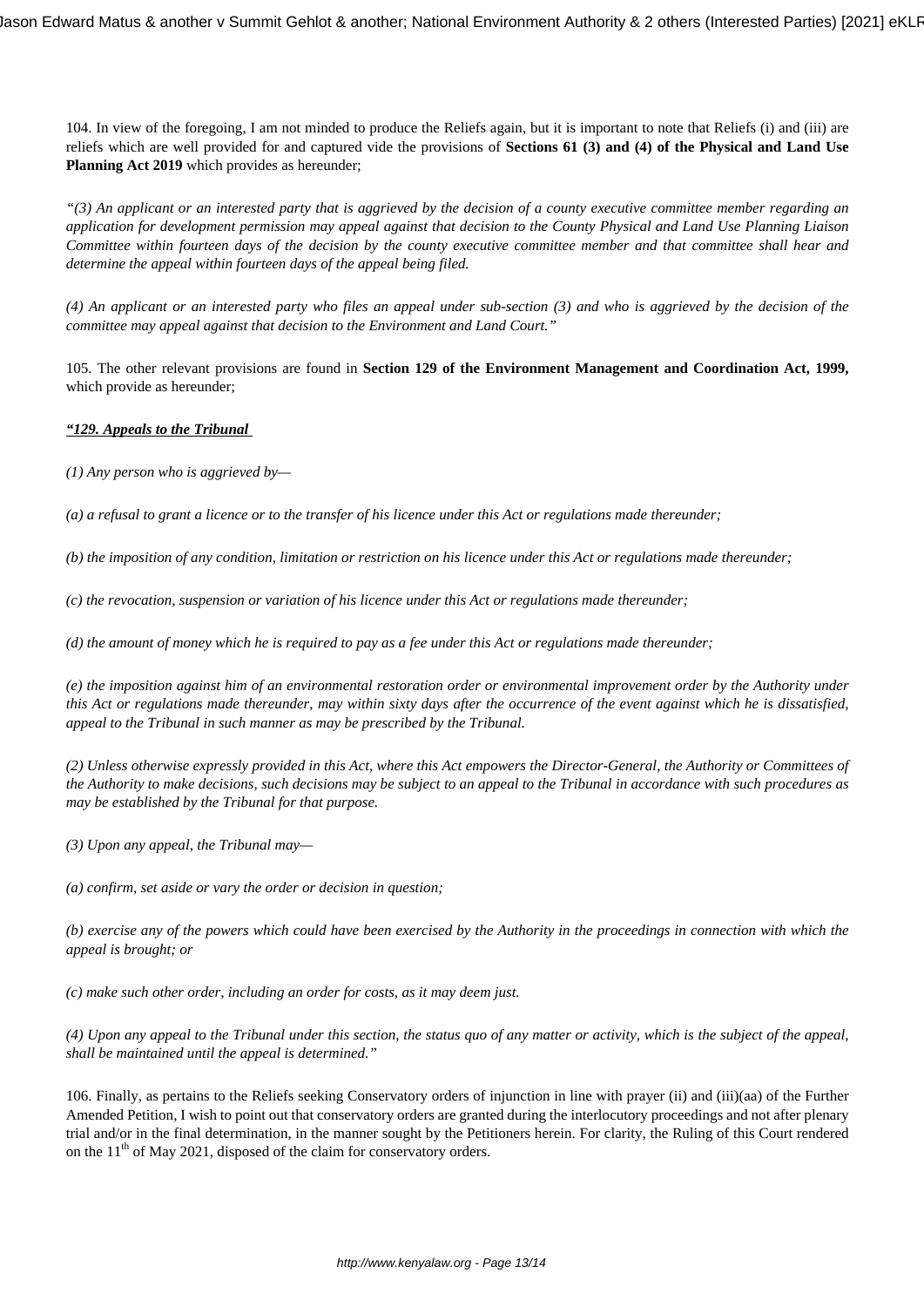104. In view of the foregoing, I am not minded to produce the Reliefs again, but it is important to note that Reliefs (i) and (iii) are reliefs which are well provided for and captured vide the provisions of **Sections 61 (3) and (4) of the Physical and Land Use Planning Act 2019** which provides as hereunder;

*"(3) An applicant or an interested party that is aggrieved by the decision of a county executive committee member regarding an application for development permission may appeal against that decision to the County Physical and Land Use Planning Liaison Committee within fourteen days of the decision by the county executive committee member and that committee shall hear and determine the appeal within fourteen days of the appeal being filed.*

*(4) An applicant or an interested party who files an appeal under sub-section (3) and who is aggrieved by the decision of the committee may appeal against that decision to the Environment and Land Court."*

105. The other relevant provisions are found in **Section 129 of the Environment Management and Coordination Act, 1999,** which provide as hereunder;

***"129. Appeals to the Tribunal***

*(1) Any person who is aggrieved by—*

*(a) a refusal to grant a licence or to the transfer of his licence under this Act or regulations made thereunder;*

*(b) the imposition of any condition, limitation or restriction on his licence under this Act or regulations made thereunder;*

*(c) the revocation, suspension or variation of his licence under this Act or regulations made thereunder;*

*(d) the amount of money which he is required to pay as a fee under this Act or regulations made thereunder;*

*(e) the imposition against him of an environmental restoration order or environmental improvement order by the Authority under this Act or regulations made thereunder, may within sixty days after the occurrence of the event against which he is dissatisfied, appeal to the Tribunal in such manner as may be prescribed by the Tribunal.*

*(2) Unless otherwise expressly provided in this Act, where this Act empowers the Director-General, the Authority or Committees of the Authority to make decisions, such decisions may be subject to an appeal to the Tribunal in accordance with such procedures as may be established by the Tribunal for that purpose.*

*(3) Upon any appeal, the Tribunal may—*

*(a) confirm, set aside or vary the order or decision in question;*

*(b) exercise any of the powers which could have been exercised by the Authority in the proceedings in connection with which the appeal is brought; or*

*(c) make such other order, including an order for costs, as it may deem just.*

*(4) Upon any appeal to the Tribunal under this section, the status quo of any matter or activity, which is the subject of the appeal, shall be maintained until the appeal is determined."*

106. Finally, as pertains to the Reliefs seeking Conservatory orders of injunction in line with prayer (ii) and (iii)(aa) of the Further Amended Petition, I wish to point out that conservatory orders are granted during the interlocutory proceedings and not after plenary trial and/or in the final determination, in the manner sought by the Petitioners herein. For clarity, the Ruling of this Court rendered on the 11th of May 2021, disposed of the claim for conservatory orders.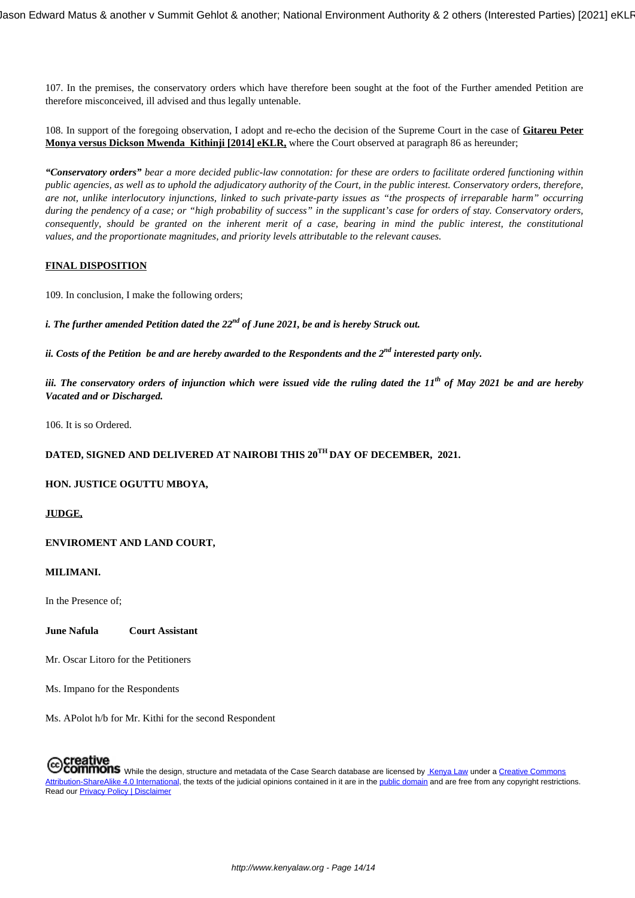107. In the premises, the conservatory orders which have therefore been sought at the foot of the Further amended Petition are therefore misconceived, ill advised and thus legally untenable.

108. In support of the foregoing observation, I adopt and re-echo the decision of the Supreme Court in the case of **Gitareu Peter Monya versus Dickson Mwenda Kithinji [2014] eKLR,** where the Court observed at paragraph 86 as hereunder;

***"Conservatory orders"*** *bear a more decided public-law connotation: for these are orders to facilitate ordered functioning within public agencies, as well as to uphold the adjudicatory authority of the Court, in the public interest. Conservatory orders, therefore, are not, unlike interlocutory injunctions, linked to such private-party issues as "the prospects of irreparable harm" occurring during the pendency of a case; or "high probability of success" in the supplicant's case for orders of stay. Conservatory orders, consequently, should be granted on the inherent merit of a case, bearing in mind the public interest, the constitutional values, and the proportionate magnitudes, and priority levels attributable to the relevant causes.*

## FINAL DISPOSITION

109. In conclusion, I make the following orders;

***i. The further amended Petition dated the 22nd of June 2021, be and is hereby Struck out.***

***ii. Costs of the Petition be and are hereby awarded to the Respondents and the 2nd interested party only.***

***iii. The conservatory orders of injunction which were issued vide the ruling dated the 11th of May 2021 be and are hereby Vacated and or Discharged.***

106. It is so Ordered.

**DATED, SIGNED AND DELIVERED AT NAIROBI THIS 20TH DAY OF DECEMBER, 2021.**

**HON. JUSTICE OGUTTU MBOYA,**

**JUDGE,**

**ENVIROMENT AND LAND COURT,**

**MILIMANI.**

In the Presence of;

**June Nafula Court Assistant**

Mr. Oscar Litoro for the Petitioners

Ms. Impano for the Respondents

Ms. APolot h/b for Mr. Kithi for the second Respondent

While the design, structure and metadata of the Case Search database are licensed by Kenya Law under a Creative Commons Attribution-ShareAlike 4.0 International, the texts of the judicial opinions contained in it are in the public domain and are free from any copyright restrictions. Read our Privacy Policy | Disclaimer